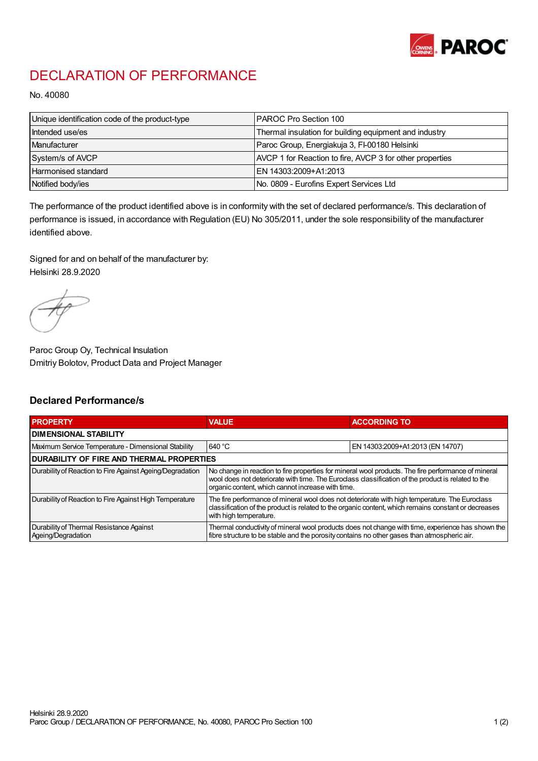# DECLARATION OF PERFORMANCE

No. 40080

| | |
|---|---|
| Unique identification code of the product-type | PAROC Pro Section 100 |
| Intended use/es | Thermal insulation for building equipment and industry |
| Manufacturer | Paroc Group, Energiakuja 3, FI-00180 Helsinki |
| System/s of AVCP | AVCP 1 for Reaction to fire, AVCP 3 for other properties |
| Harmonised standard | EN 14303:2009+A1:2013 |
| Notified body/ies | No. 0809 - Eurofins Expert Services Ltd |

The performance of the product identified above is in conformity with the set of declared performance/s. This declaration of performance is issued, in accordance with Regulation (EU) No 305/2011, under the sole responsibility of the manufacturer identified above.

Signed for and on behalf of the manufacturer by:
Helsinki 28.9.2020

Paroc Group Oy, Technical Insulation
Dmitriy Bolotov, Product Data and Project Manager

## Declared Performance/s

| PROPERTY | VALUE | ACCORDING TO |
|---|---|---|
| **DIMENSIONAL STABILITY** | | |
| Maximum Service Temperature - Dimensional Stability | 640 °C | EN 14303:2009+A1:2013 (EN 14707) |
| **DURABILITY OF FIRE AND THERMAL PROPERTIES** | | |
| Durability of Reaction to Fire Against Ageing/Degradation | No change in reaction to fire properties for mineral wool products. The fire performance of mineral wool does not deteriorate with time. The Euroclass classification of the product is related to the organic content, which cannot increase with time. | |
| Durability of Reaction to Fire Against High Temperature | The fire performance of mineral wool does not deteriorate with high temperature. The Euroclass classification of the product is related to the organic content, which remains constant or decreases with high temperature. | |
| Durability of Thermal Resistance Against Ageing/Degradation | Thermal conductivity of mineral wool products does not change with time, experience has shown the fibre structure to be stable and the porosity contains no other gases than atmospheric air. | |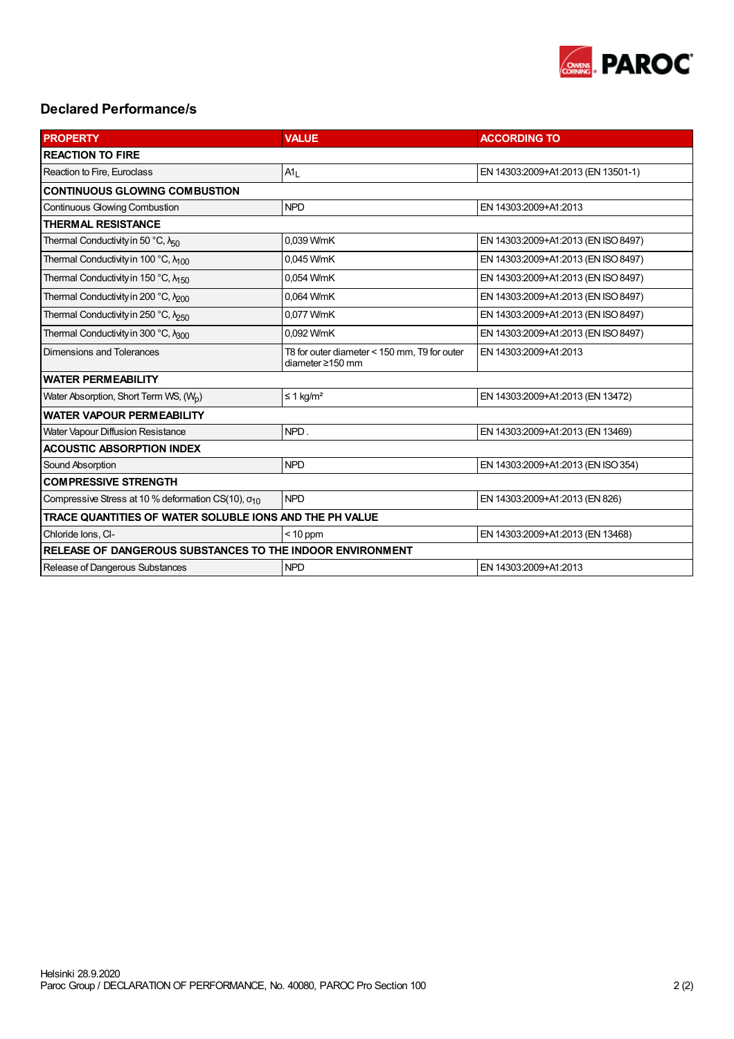## Declared Performance/s

| PROPERTY | VALUE | ACCORDING TO |
|---|---|---|
| **REACTION TO FIRE** | | |
| Reaction to Fire, Euroclass | $A1_L$ | EN 14303:2009+A1:2013 (EN 13501-1) |
| **CONTINUOUS GLOWING COMBUSTION** | | |
| Continuous Glowing Combustion | NPD | EN 14303:2009+A1:2013 |
| **THERMAL RESISTANCE** | | |
| Thermal Conductivity in 50 °C, $\lambda_{50}$ | 0,039 W/mK | EN 14303:2009+A1:2013 (EN ISO 8497) |
| Thermal Conductivity in 100 °C, $\lambda_{100}$ | 0,045 W/mK | EN 14303:2009+A1:2013 (EN ISO 8497) |
| Thermal Conductivity in 150 °C, $\lambda_{150}$ | 0,054 W/mK | EN 14303:2009+A1:2013 (EN ISO 8497) |
| Thermal Conductivity in 200 °C, $\lambda_{200}$ | 0,064 W/mK | EN 14303:2009+A1:2013 (EN ISO 8497) |
| Thermal Conductivity in 250 °C, $\lambda_{250}$ | 0,077 W/mK | EN 14303:2009+A1:2013 (EN ISO 8497) |
| Thermal Conductivity in 300 °C, $\lambda_{300}$ | 0,092 W/mK | EN 14303:2009+A1:2013 (EN ISO 8497) |
| Dimensions and Tolerances | T8 for outer diameter < 150 mm, T9 for outer diameter ≥150 mm | EN 14303:2009+A1:2013 |
| **WATER PERMEABILITY** | | |
| Water Absorption, Short Term WS, ($W_p$) | ≤ 1 kg/m² | EN 14303:2009+A1:2013 (EN 13472) |
| **WATER VAPOUR PERMEABILITY** | | |
| Water Vapour Diffusion Resistance | NPD . | EN 14303:2009+A1:2013 (EN 13469) |
| **ACOUSTIC ABSORPTION INDEX** | | |
| Sound Absorption | NPD | EN 14303:2009+A1:2013 (EN ISO 354) |
| **COMPRESSIVE STRENGTH** | | |
| Compressive Stress at 10 % deformation CS(10), $\sigma_{10}$ | NPD | EN 14303:2009+A1:2013 (EN 826) |
| **TRACE QUANTITIES OF WATER SOLUBLE IONS AND THE PH VALUE** | | |
| Chloride Ions, Cl- | < 10 ppm | EN 14303:2009+A1:2013 (EN 13468) |
| **RELEASE OF DANGEROUS SUBSTANCES TO THE INDOOR ENVIRONMENT** | | |
| Release of Dangerous Substances | NPD | EN 14303:2009+A1:2013 |

Helsinki 28.9.2020
Paroc Group / DECLARATION OF PERFORMANCE, No. 40080, PAROC Pro Section 100